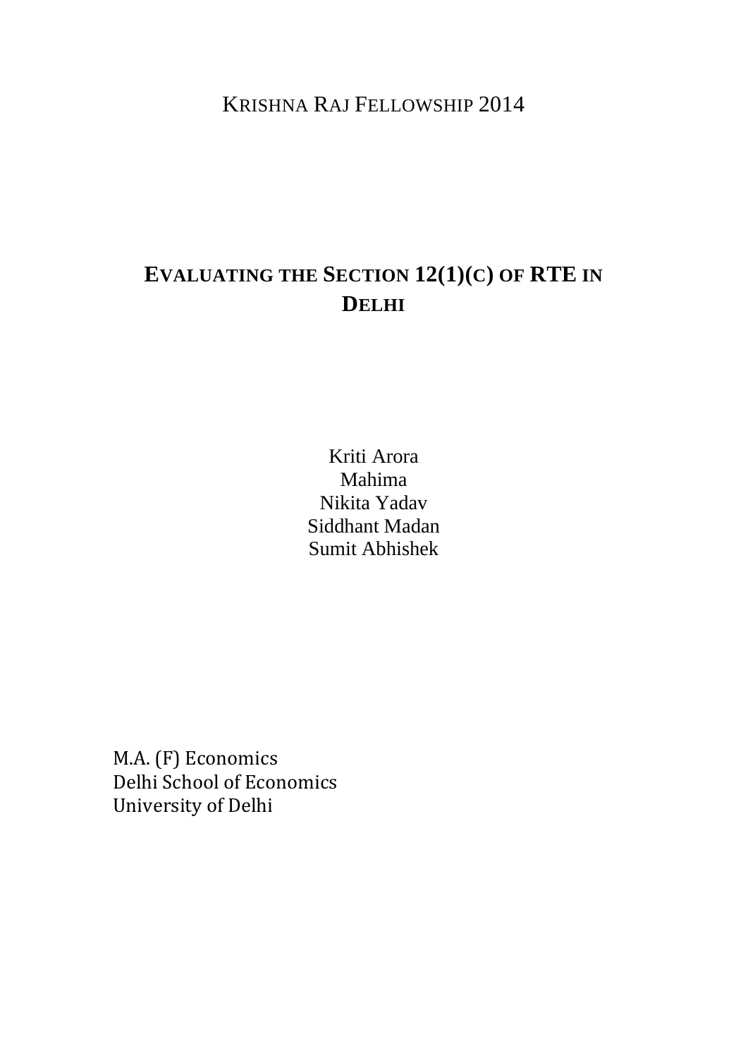KRISHNA RAJ FELLOWSHIP 2014

# EVALUATING THE SECTION 12(1)(C) OF RTE IN DELHI

Kriti Arora
Mahima
Nikita Yadav
Siddhant Madan
Sumit Abhishek

M.A. (F) Economics
Delhi School of Economics
University of Delhi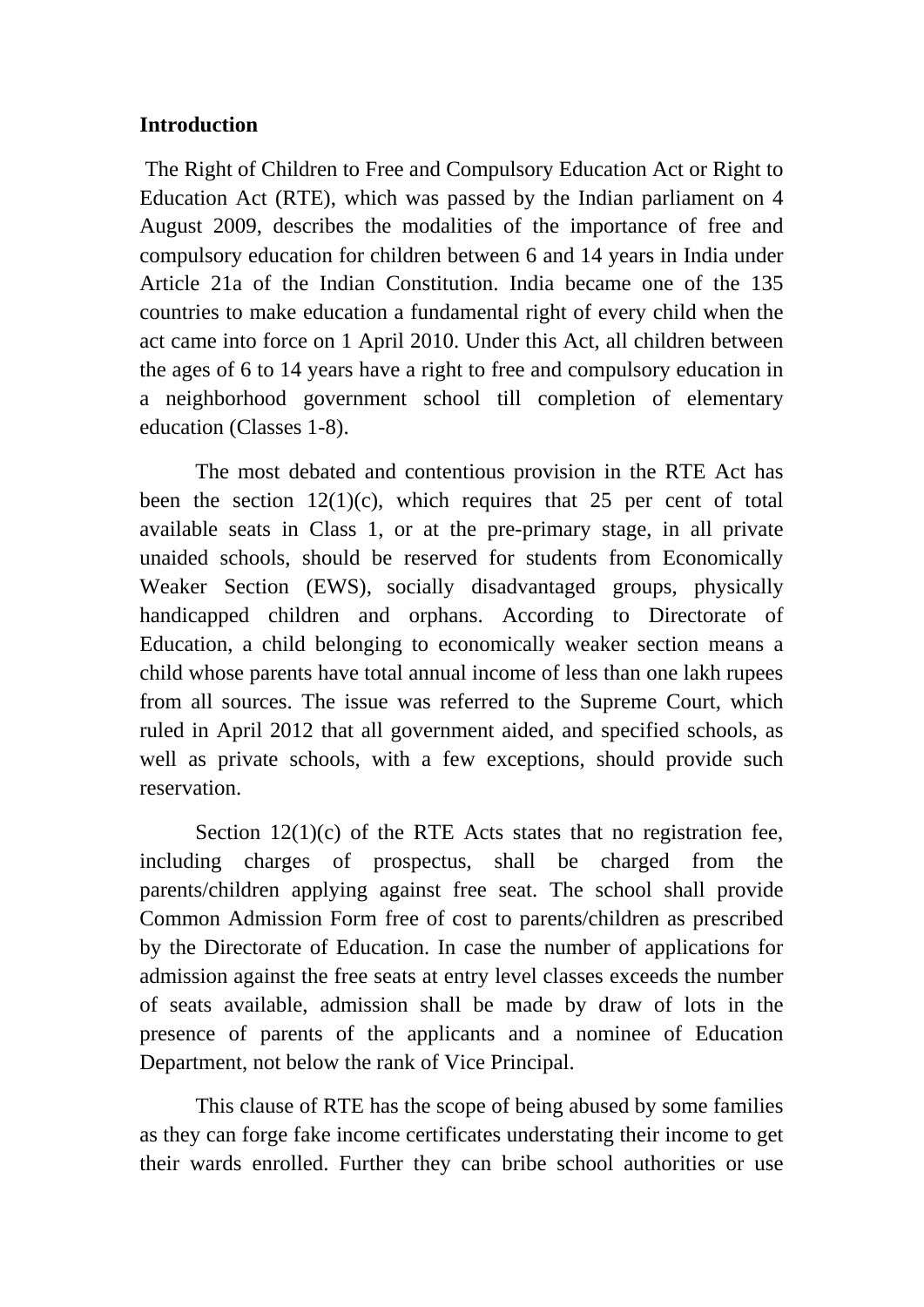**Introduction**

The Right of Children to Free and Compulsory Education Act or Right to Education Act (RTE), which was passed by the Indian parliament on 4 August 2009, describes the modalities of the importance of free and compulsory education for children between 6 and 14 years in India under Article 21a of the Indian Constitution. India became one of the 135 countries to make education a fundamental right of every child when the act came into force on 1 April 2010. Under this Act, all children between the ages of 6 to 14 years have a right to free and compulsory education in a neighborhood government school till completion of elementary education (Classes 1-8).

The most debated and contentious provision in the RTE Act has been the section 12(1)(c), which requires that 25 per cent of total available seats in Class 1, or at the pre-primary stage, in all private unaided schools, should be reserved for students from Economically Weaker Section (EWS), socially disadvantaged groups, physically handicapped children and orphans. According to Directorate of Education, a child belonging to economically weaker section means a child whose parents have total annual income of less than one lakh rupees from all sources. The issue was referred to the Supreme Court, which ruled in April 2012 that all government aided, and specified schools, as well as private schools, with a few exceptions, should provide such reservation.

Section 12(1)(c) of the RTE Acts states that no registration fee, including charges of prospectus, shall be charged from the parents/children applying against free seat. The school shall provide Common Admission Form free of cost to parents/children as prescribed by the Directorate of Education. In case the number of applications for admission against the free seats at entry level classes exceeds the number of seats available, admission shall be made by draw of lots in the presence of parents of the applicants and a nominee of Education Department, not below the rank of Vice Principal.

This clause of RTE has the scope of being abused by some families as they can forge fake income certificates understating their income to get their wards enrolled. Further they can bribe school authorities or use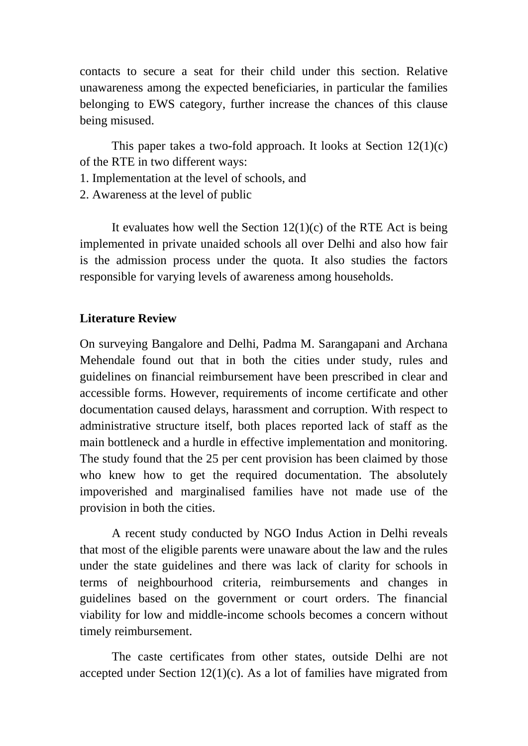contacts to secure a seat for their child under this section. Relative unawareness among the expected beneficiaries, in particular the families belonging to EWS category, further increase the chances of this clause being misused.

This paper takes a two-fold approach. It looks at Section 12(1)(c) of the RTE in two different ways:

1. Implementation at the level of schools, and
2. Awareness at the level of public

It evaluates how well the Section 12(1)(c) of the RTE Act is being implemented in private unaided schools all over Delhi and also how fair is the admission process under the quota. It also studies the factors responsible for varying levels of awareness among households.

## Literature Review

On surveying Bangalore and Delhi, Padma M. Sarangapani and Archana Mehendale found out that in both the cities under study, rules and guidelines on financial reimbursement have been prescribed in clear and accessible forms. However, requirements of income certificate and other documentation caused delays, harassment and corruption. With respect to administrative structure itself, both places reported lack of staff as the main bottleneck and a hurdle in effective implementation and monitoring. The study found that the 25 per cent provision has been claimed by those who knew how to get the required documentation. The absolutely impoverished and marginalised families have not made use of the provision in both the cities.

A recent study conducted by NGO Indus Action in Delhi reveals that most of the eligible parents were unaware about the law and the rules under the state guidelines and there was lack of clarity for schools in terms of neighbourhood criteria, reimbursements and changes in guidelines based on the government or court orders. The financial viability for low and middle-income schools becomes a concern without timely reimbursement.

The caste certificates from other states, outside Delhi are not accepted under Section 12(1)(c). As a lot of families have migrated from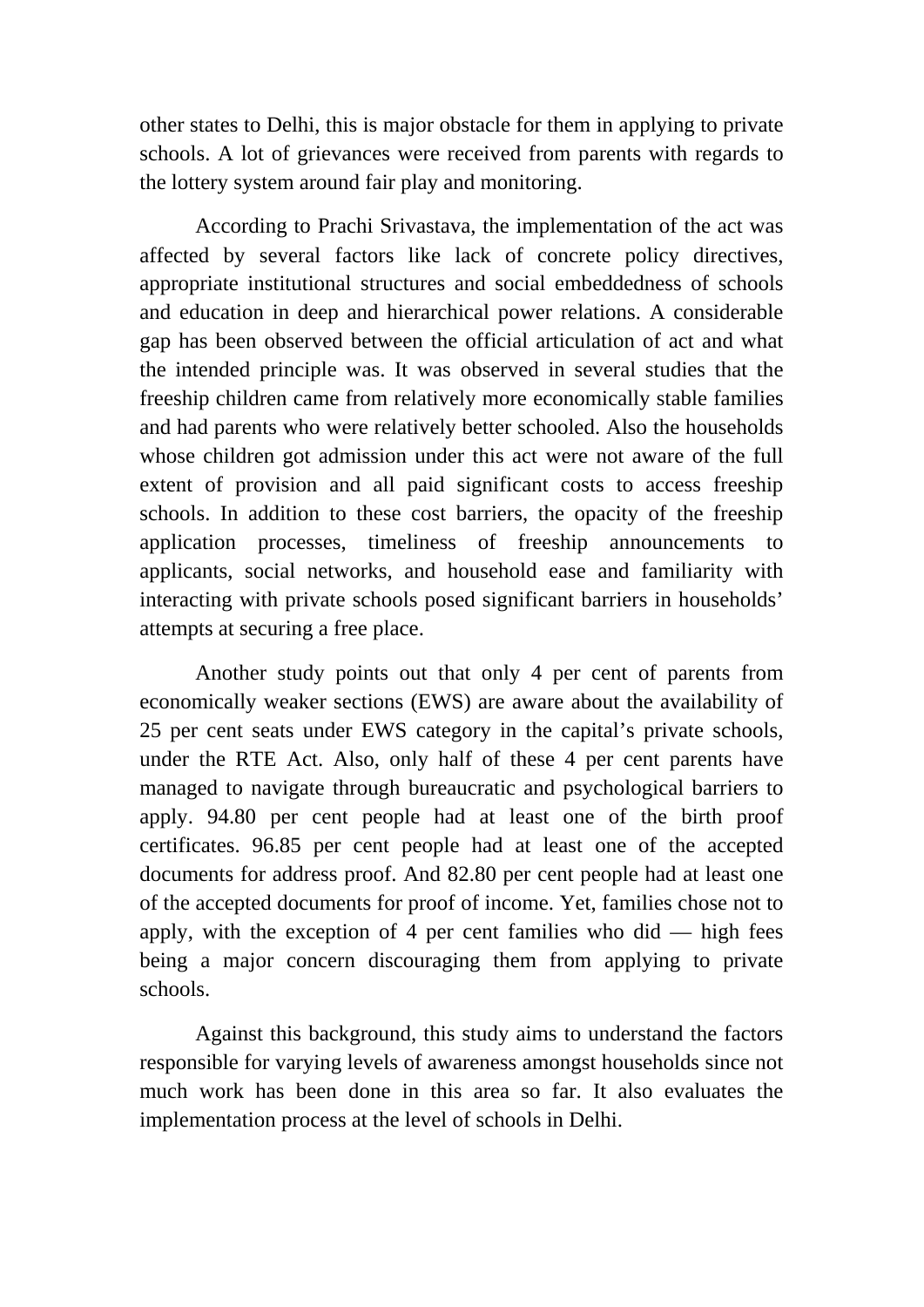other states to Delhi, this is major obstacle for them in applying to private schools. A lot of grievances were received from parents with regards to the lottery system around fair play and monitoring.

According to Prachi Srivastava, the implementation of the act was affected by several factors like lack of concrete policy directives, appropriate institutional structures and social embeddedness of schools and education in deep and hierarchical power relations. A considerable gap has been observed between the official articulation of act and what the intended principle was. It was observed in several studies that the freeship children came from relatively more economically stable families and had parents who were relatively better schooled. Also the households whose children got admission under this act were not aware of the full extent of provision and all paid significant costs to access freeship schools. In addition to these cost barriers, the opacity of the freeship application processes, timeliness of freeship announcements to applicants, social networks, and household ease and familiarity with interacting with private schools posed significant barriers in households' attempts at securing a free place.

Another study points out that only 4 per cent of parents from economically weaker sections (EWS) are aware about the availability of 25 per cent seats under EWS category in the capital's private schools, under the RTE Act. Also, only half of these 4 per cent parents have managed to navigate through bureaucratic and psychological barriers to apply. 94.80 per cent people had at least one of the birth proof certificates. 96.85 per cent people had at least one of the accepted documents for address proof. And 82.80 per cent people had at least one of the accepted documents for proof of income. Yet, families chose not to apply, with the exception of 4 per cent families who did — high fees being a major concern discouraging them from applying to private schools.

Against this background, this study aims to understand the factors responsible for varying levels of awareness amongst households since not much work has been done in this area so far. It also evaluates the implementation process at the level of schools in Delhi.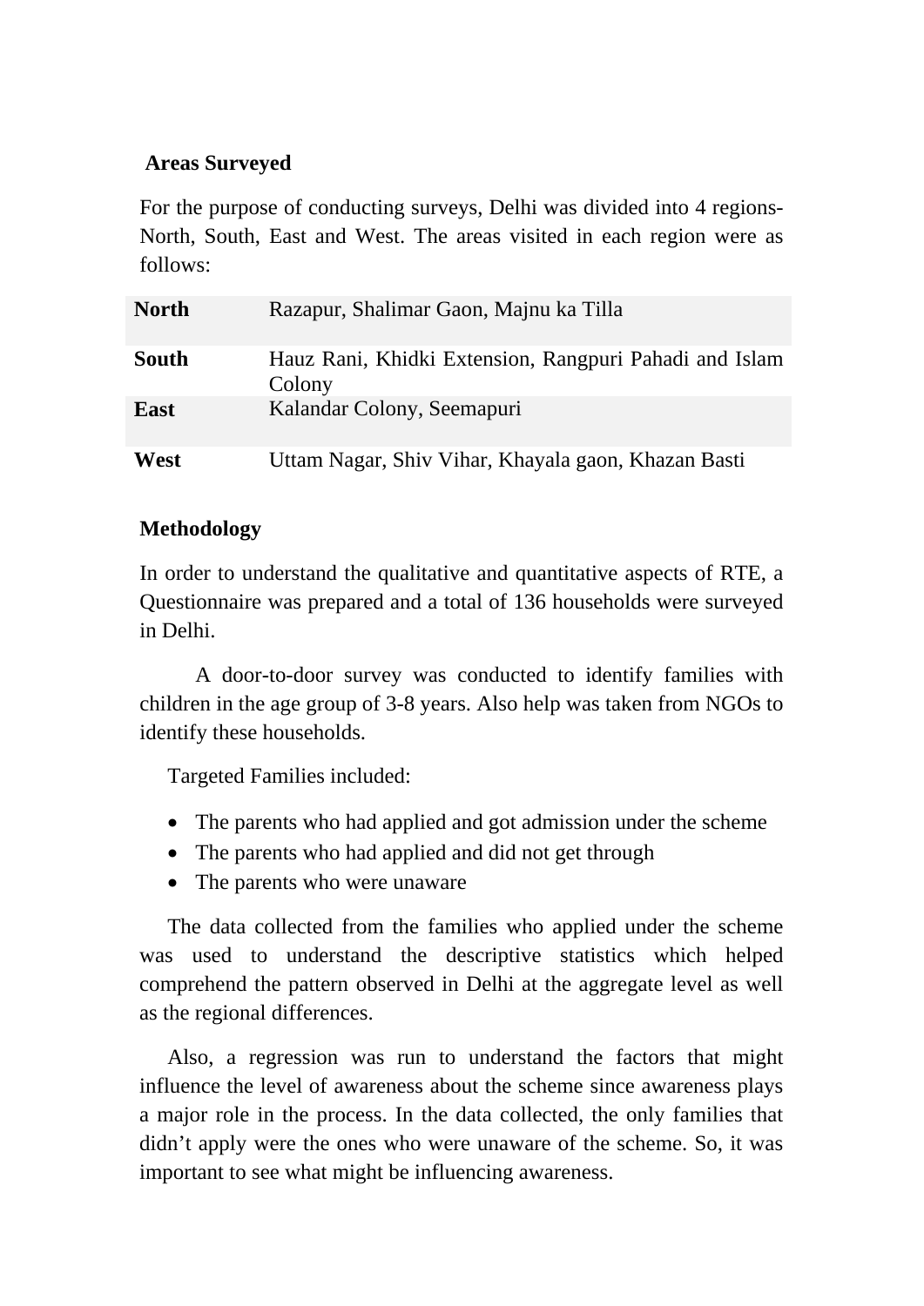**Areas Surveyed**

For the purpose of conducting surveys, Delhi was divided into 4 regions- North, South, East and West. The areas visited in each region were as follows:

| | |
|---|---|
| **North** | Razapur, Shalimar Gaon, Majnu ka Tilla |
| **South** | Hauz Rani, Khidki Extension, Rangpuri Pahadi and Islam Colony |
| **East** | Kalandar Colony, Seemapuri |
| **West** | Uttam Nagar, Shiv Vihar, Khayala gaon, Khazan Basti |

**Methodology**

In order to understand the qualitative and quantitative aspects of RTE, a Questionnaire was prepared and a total of 136 households were surveyed in Delhi.

A door-to-door survey was conducted to identify families with children in the age group of 3-8 years. Also help was taken from NGOs to identify these households.

Targeted Families included:

- The parents who had applied and got admission under the scheme
- The parents who had applied and did not get through
- The parents who were unaware

The data collected from the families who applied under the scheme was used to understand the descriptive statistics which helped comprehend the pattern observed in Delhi at the aggregate level as well as the regional differences.

Also, a regression was run to understand the factors that might influence the level of awareness about the scheme since awareness plays a major role in the process. In the data collected, the only families that didn't apply were the ones who were unaware of the scheme. So, it was important to see what might be influencing awareness.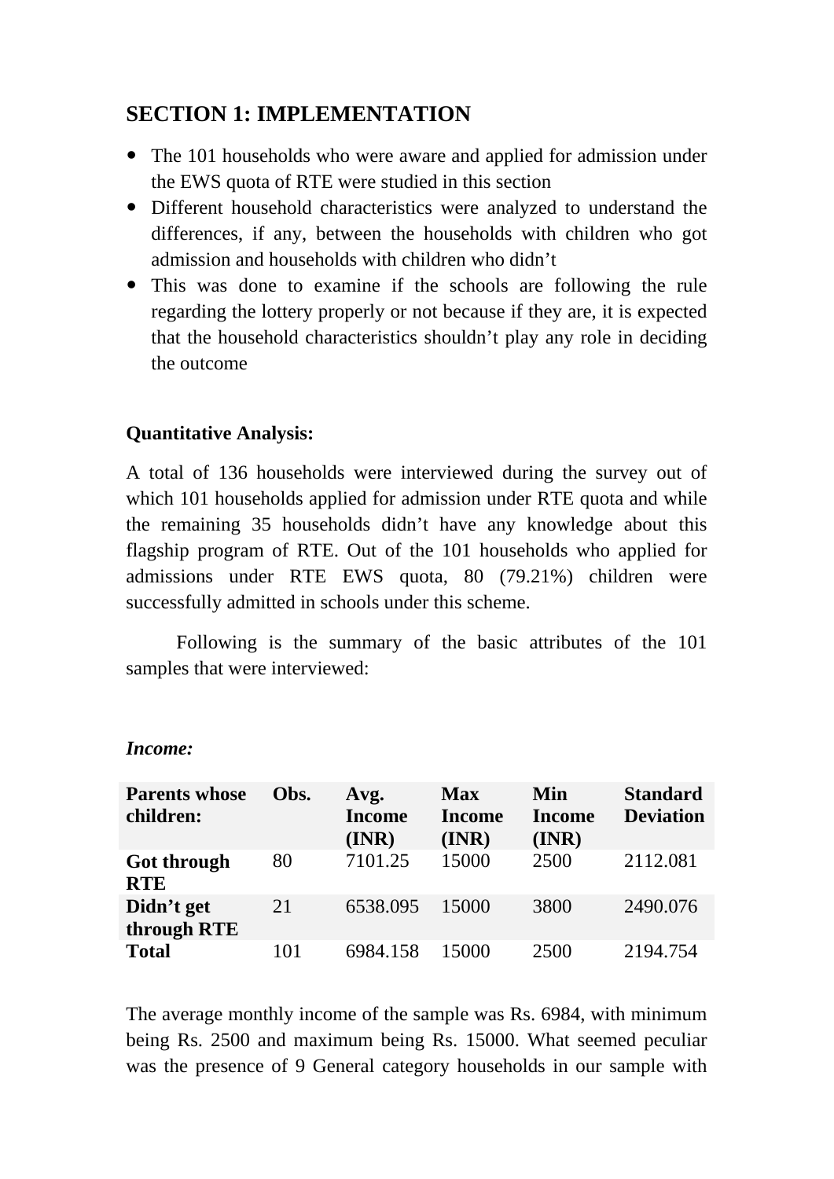## SECTION 1: IMPLEMENTATION

- The 101 households who were aware and applied for admission under the EWS quota of RTE were studied in this section
- Different household characteristics were analyzed to understand the differences, if any, between the households with children who got admission and households with children who didn't
- This was done to examine if the schools are following the rule regarding the lottery properly or not because if they are, it is expected that the household characteristics shouldn't play any role in deciding the outcome

**Quantitative Analysis:**

A total of 136 households were interviewed during the survey out of which 101 households applied for admission under RTE quota and while the remaining 35 households didn't have any knowledge about this flagship program of RTE. Out of the 101 households who applied for admissions under RTE EWS quota, 80 (79.21%) children were successfully admitted in schools under this scheme.

Following is the summary of the basic attributes of the 101 samples that were interviewed:

***Income:***

| Parents whose children: | Obs. | Avg. Income (INR) | Max Income (INR) | Min Income (INR) | Standard Deviation |
|---|---|---|---|---|---|
| **Got through RTE** | 80 | 7101.25 | 15000 | 2500 | 2112.081 |
| **Didn't get through RTE** | 21 | 6538.095 | 15000 | 3800 | 2490.076 |
| **Total** | 101 | 6984.158 | 15000 | 2500 | 2194.754 |

The average monthly income of the sample was Rs. 6984, with minimum being Rs. 2500 and maximum being Rs. 15000. What seemed peculiar was the presence of 9 General category households in our sample with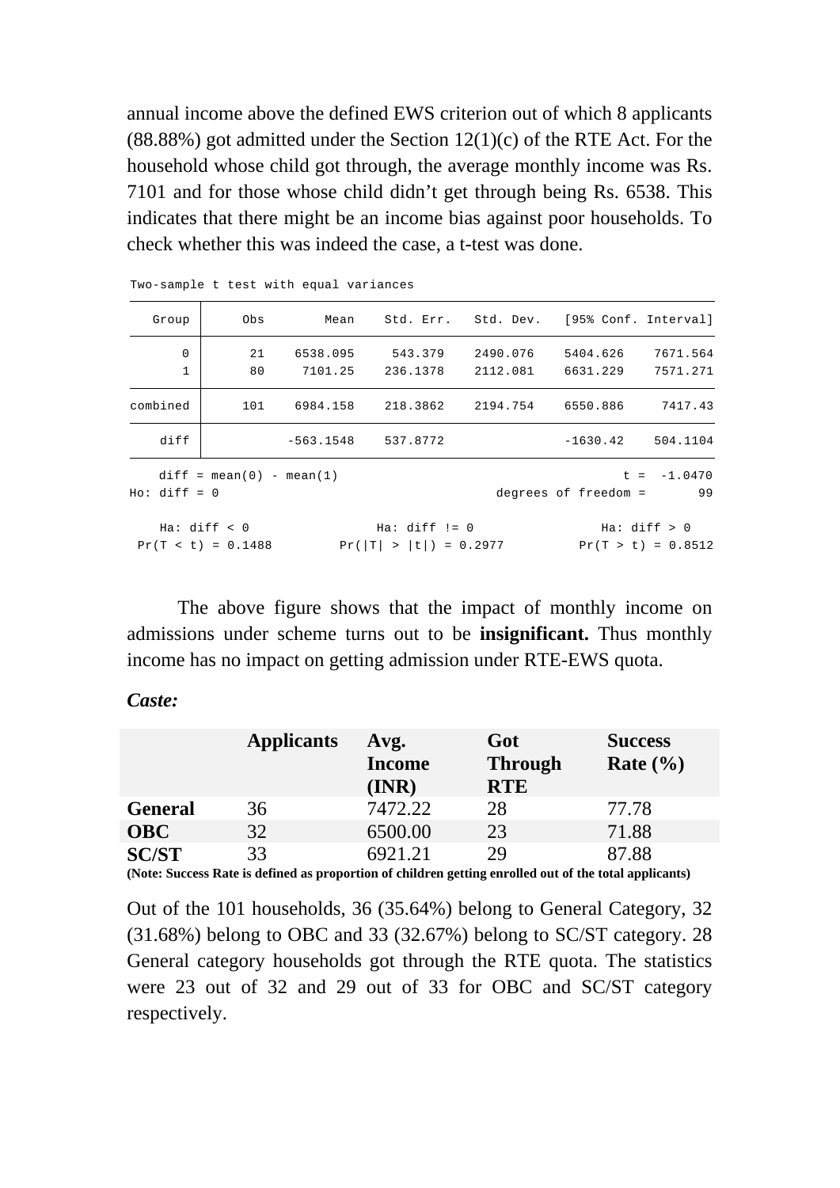annual income above the defined EWS criterion out of which 8 applicants (88.88%) got admitted under the Section 12(1)(c) of the RTE Act. For the household whose child got through, the average monthly income was Rs. 7101 and for those whose child didn't get through being Rs. 6538. This indicates that there might be an income bias against poor households. To check whether this was indeed the case, a t-test was done.

```
Two-sample t test with equal variances

   Group |     Obs        Mean    Std. Err.   Std. Dev.   [95% Conf. Interval]
---------+--------------------------------------------------------------------
       0 |      21    6538.095     543.379    2490.076    5404.626    7671.564
       1 |      80     7101.25    236.1378    2112.081    6631.229    7571.271
---------+--------------------------------------------------------------------
combined |     101    6984.158    218.3862    2194.754    6550.886     7417.43
---------+--------------------------------------------------------------------
    diff |           -563.1548    537.8772               -1630.42    504.1104
------------------------------------------------------------------------------
    diff = mean(0) - mean(1)                                      t =  -1.0470
Ho: diff = 0                                     degrees of freedom =       99

    Ha: diff < 0                 Ha: diff != 0                 Ha: diff > 0
 Pr(T < t) = 0.1488         Pr(|T| > |t|) = 0.2977          Pr(T > t) = 0.8512
```

The above figure shows that the impact of monthly income on admissions under scheme turns out to be **insignificant.** Thus monthly income has no impact on getting admission under RTE-EWS quota.

***Caste:***

| | **Applicants** | **Avg. Income (INR)** | **Got Through RTE** | **Success Rate (%)** |
|---|---|---|---|---|
| **General** | 36 | 7472.22 | 28 | 77.78 |
| **OBC** | 32 | 6500.00 | 23 | 71.88 |
| **SC/ST** | 33 | 6921.21 | 29 | 87.88 |

**(Note: Success Rate is defined as proportion of children getting enrolled out of the total applicants)**

Out of the 101 households, 36 (35.64%) belong to General Category, 32 (31.68%) belong to OBC and 33 (32.67%) belong to SC/ST category. 28 General category households got through the RTE quota. The statistics were 23 out of 32 and 29 out of 33 for OBC and SC/ST category respectively.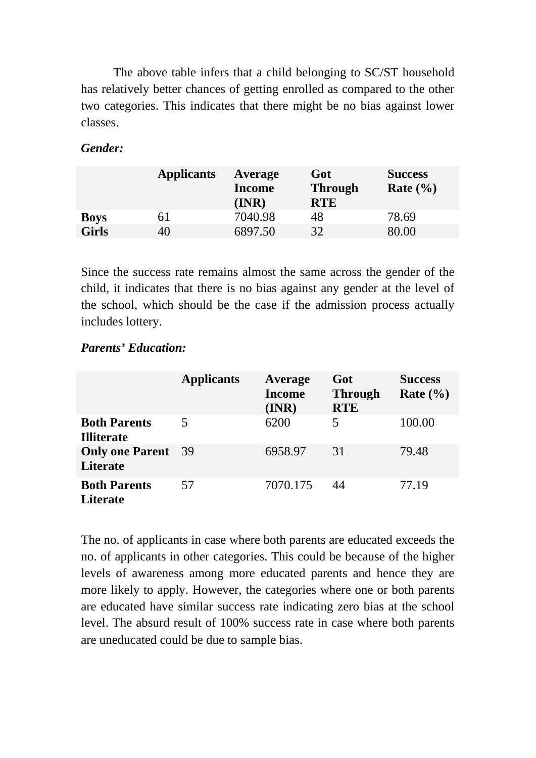The above table infers that a child belonging to SC/ST household has relatively better chances of getting enrolled as compared to the other two categories. This indicates that there might be no bias against lower classes.

***Gender:***

| | Applicants | Average Income (INR) | Got Through RTE | Success Rate (%) |
|---|---|---|---|---|
| **Boys** | 61 | 7040.98 | 48 | 78.69 |
| **Girls** | 40 | 6897.50 | 32 | 80.00 |

Since the success rate remains almost the same across the gender of the child, it indicates that there is no bias against any gender at the level of the school, which should be the case if the admission process actually includes lottery.

***Parents' Education:***

| | Applicants | Average Income (INR) | Got Through RTE | Success Rate (%) |
|---|---|---|---|---|
| **Both Parents Illiterate** | 5 | 6200 | 5 | 100.00 |
| **Only one Parent Literate** | 39 | 6958.97 | 31 | 79.48 |
| **Both Parents Literate** | 57 | 7070.175 | 44 | 77.19 |

The no. of applicants in case where both parents are educated exceeds the no. of applicants in other categories. This could be because of the higher levels of awareness among more educated parents and hence they are more likely to apply. However, the categories where one or both parents are educated have similar success rate indicating zero bias at the school level. The absurd result of 100% success rate in case where both parents are uneducated could be due to sample bias.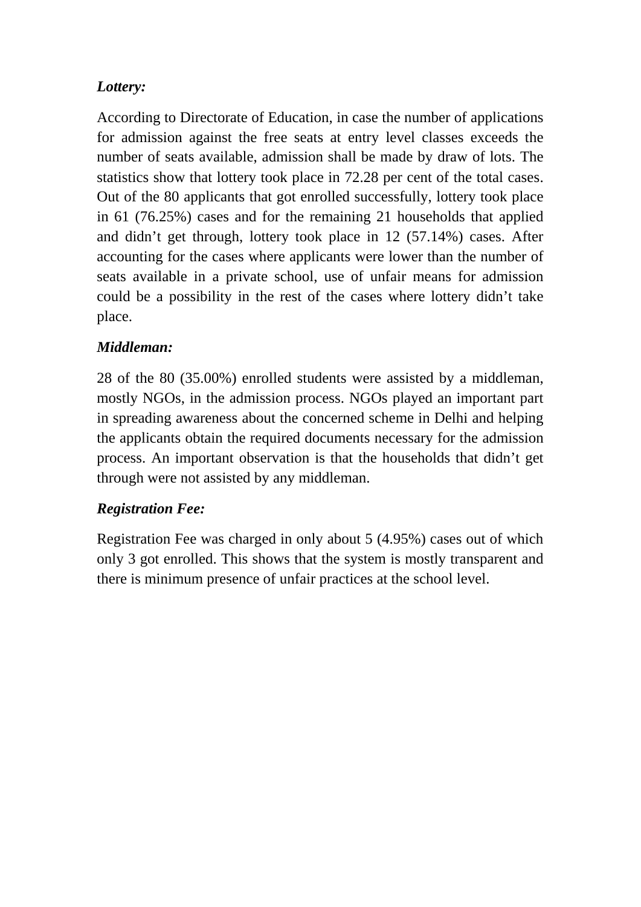***Lottery:***

According to Directorate of Education, in case the number of applications for admission against the free seats at entry level classes exceeds the number of seats available, admission shall be made by draw of lots. The statistics show that lottery took place in 72.28 per cent of the total cases. Out of the 80 applicants that got enrolled successfully, lottery took place in 61 (76.25%) cases and for the remaining 21 households that applied and didn't get through, lottery took place in 12 (57.14%) cases. After accounting for the cases where applicants were lower than the number of seats available in a private school, use of unfair means for admission could be a possibility in the rest of the cases where lottery didn't take place.

***Middleman:***

28 of the 80 (35.00%) enrolled students were assisted by a middleman, mostly NGOs, in the admission process. NGOs played an important part in spreading awareness about the concerned scheme in Delhi and helping the applicants obtain the required documents necessary for the admission process. An important observation is that the households that didn't get through were not assisted by any middleman.

***Registration Fee:***

Registration Fee was charged in only about 5 (4.95%) cases out of which only 3 got enrolled. This shows that the system is mostly transparent and there is minimum presence of unfair practices at the school level.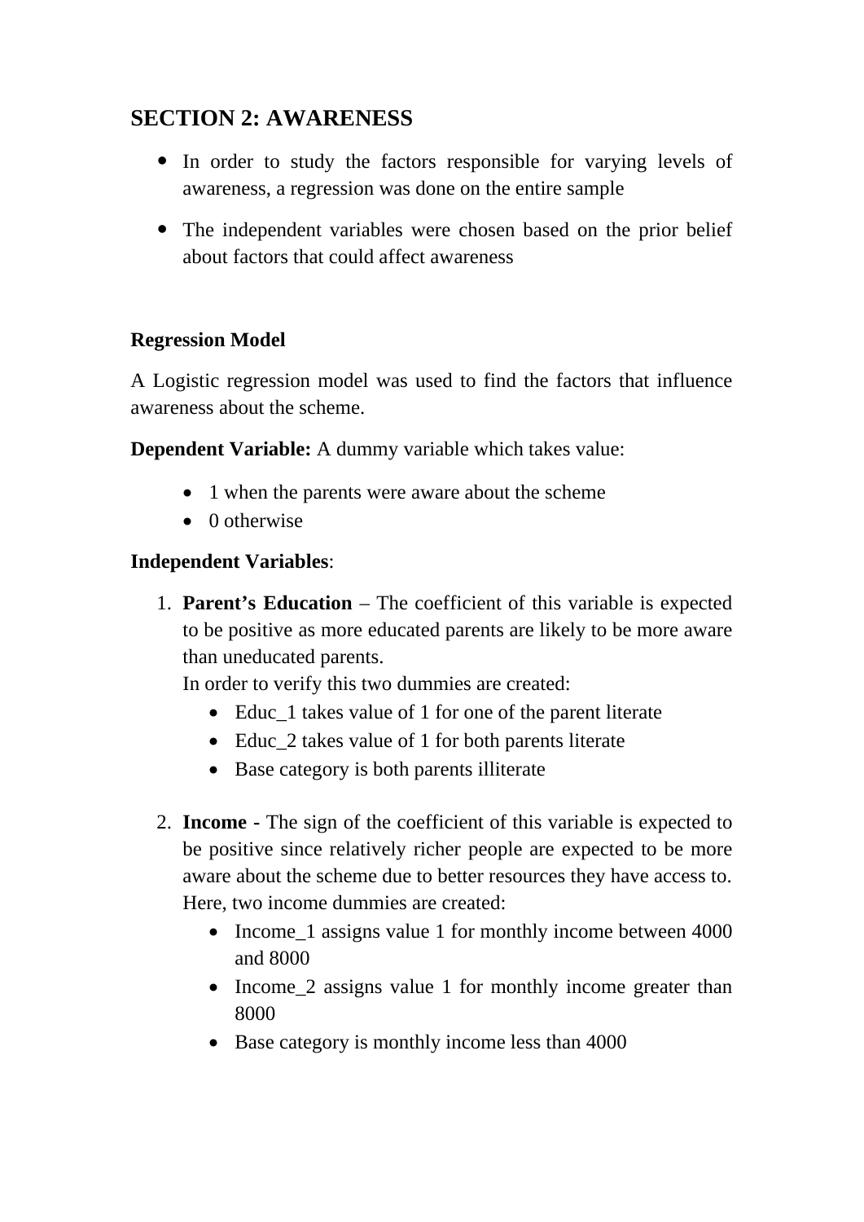## SECTION 2: AWARENESS

- In order to study the factors responsible for varying levels of awareness, a regression was done on the entire sample
- The independent variables were chosen based on the prior belief about factors that could affect awareness

**Regression Model**

A Logistic regression model was used to find the factors that influence awareness about the scheme.

**Dependent Variable:** A dummy variable which takes value:

- 1 when the parents were aware about the scheme
- 0 otherwise

**Independent Variables**:

1. **Parent's Education** – The coefficient of this variable is expected to be positive as more educated parents are likely to be more aware than uneducated parents.
   In order to verify this two dummies are created:
   - Educ_1 takes value of 1 for one of the parent literate
   - Educ_2 takes value of 1 for both parents literate
   - Base category is both parents illiterate

2. **Income -** The sign of the coefficient of this variable is expected to be positive since relatively richer people are expected to be more aware about the scheme due to better resources they have access to.
   Here, two income dummies are created:
   - Income_1 assigns value 1 for monthly income between 4000 and 8000
   - Income_2 assigns value 1 for monthly income greater than 8000
   - Base category is monthly income less than 4000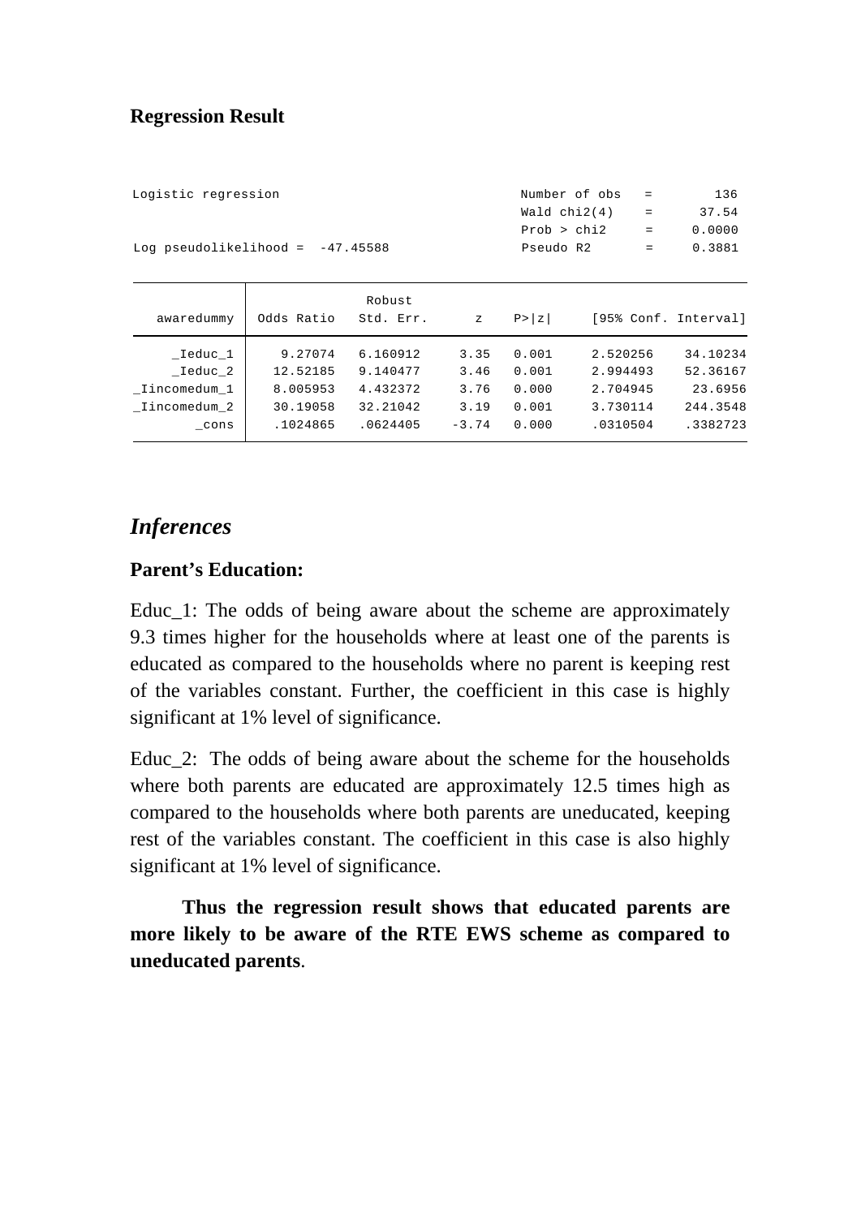**Regression Result**

```
Logistic regression                               Number of obs   =        136
                                                  Wald chi2(4)    =      37.54
                                                  Prob > chi2     =     0.0000
Log pseudolikelihood =  -47.45588                 Pseudo R2       =     0.3881
```

| awaredummy | Odds Ratio | Robust Std. Err. | z | P>\|z\| | [95% Conf. Interval] | |
|---|---|---|---|---|---|---|
| _Ieduc_1 | 9.27074 | 6.160912 | 3.35 | 0.001 | 2.520256 | 34.10234 |
| _Ieduc_2 | 12.52185 | 9.140477 | 3.46 | 0.001 | 2.994493 | 52.36167 |
| _Iincomedum_1 | 8.005953 | 4.432372 | 3.76 | 0.000 | 2.704945 | 23.6956 |
| _Iincomedum_2 | 30.19058 | 32.21042 | 3.19 | 0.001 | 3.730114 | 244.3548 |
| _cons | .1024865 | .0624405 | -3.74 | 0.000 | .0310504 | .3382723 |

## *Inferences*

**Parent's Education:**

Educ_1: The odds of being aware about the scheme are approximately 9.3 times higher for the households where at least one of the parents is educated as compared to the households where no parent is keeping rest of the variables constant. Further, the coefficient in this case is highly significant at 1% level of significance.

Educ_2: The odds of being aware about the scheme for the households where both parents are educated are approximately 12.5 times high as compared to the households where both parents are uneducated, keeping rest of the variables constant. The coefficient in this case is also highly significant at 1% level of significance.

**Thus the regression result shows that educated parents are more likely to be aware of the RTE EWS scheme as compared to uneducated parents**.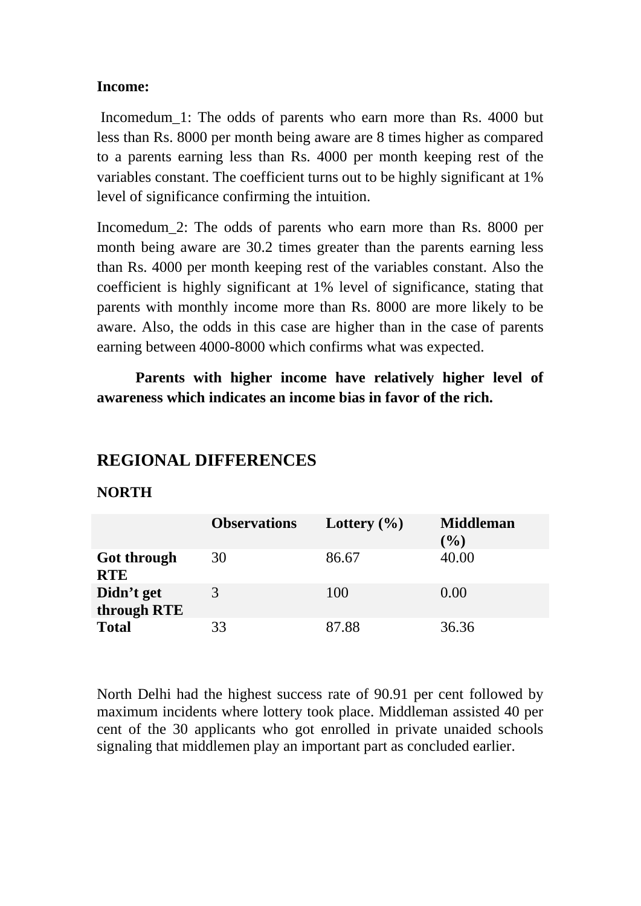**Income:**

Incomedum_1: The odds of parents who earn more than Rs. 4000 but less than Rs. 8000 per month being aware are 8 times higher as compared to a parents earning less than Rs. 4000 per month keeping rest of the variables constant. The coefficient turns out to be highly significant at 1% level of significance confirming the intuition.

Incomedum_2: The odds of parents who earn more than Rs. 8000 per month being aware are 30.2 times greater than the parents earning less than Rs. 4000 per month keeping rest of the variables constant. Also the coefficient is highly significant at 1% level of significance, stating that parents with monthly income more than Rs. 8000 are more likely to be aware. Also, the odds in this case are higher than in the case of parents earning between 4000-8000 which confirms what was expected.

**Parents with higher income have relatively higher level of awareness which indicates an income bias in favor of the rich.**

## REGIONAL DIFFERENCES

### NORTH

| | Observations | Lottery (%) | Middleman (%) |
|---|---|---|---|
| **Got through RTE** | 30 | 86.67 | 40.00 |
| **Didn't get through RTE** | 3 | 100 | 0.00 |
| **Total** | 33 | 87.88 | 36.36 |

North Delhi had the highest success rate of 90.91 per cent followed by maximum incidents where lottery took place. Middleman assisted 40 per cent of the 30 applicants who got enrolled in private unaided schools signaling that middlemen play an important part as concluded earlier.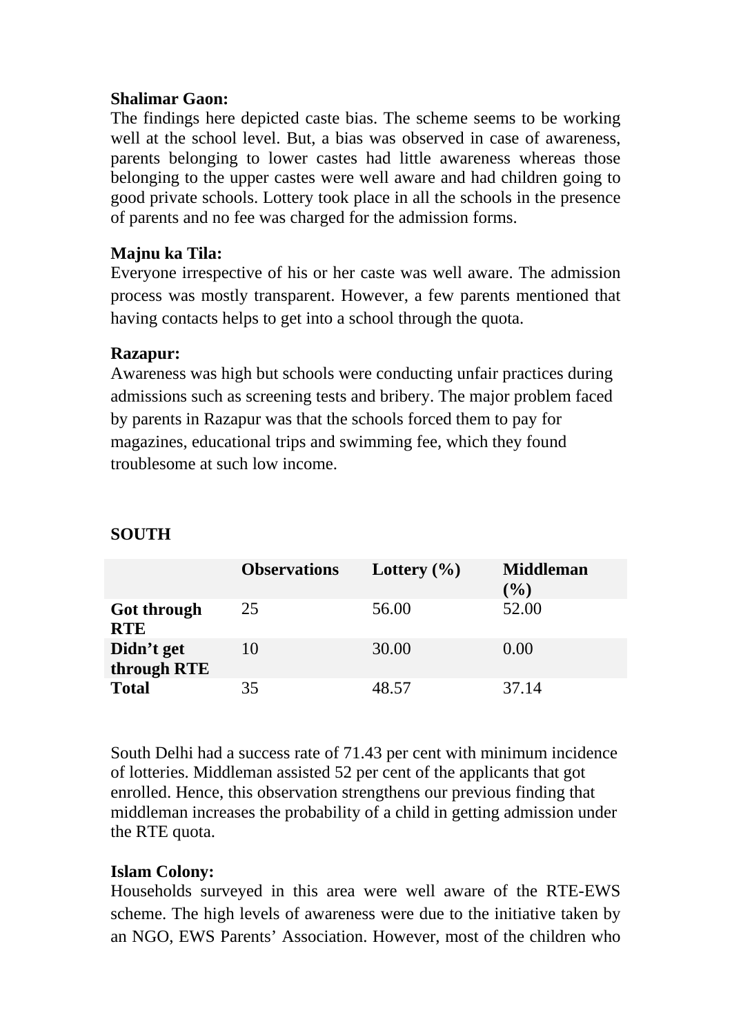**Shalimar Gaon:**
The findings here depicted caste bias. The scheme seems to be working well at the school level. But, a bias was observed in case of awareness, parents belonging to lower castes had little awareness whereas those belonging to the upper castes were well aware and had children going to good private schools. Lottery took place in all the schools in the presence of parents and no fee was charged for the admission forms.

**Majnu ka Tila:**
Everyone irrespective of his or her caste was well aware. The admission process was mostly transparent. However, a few parents mentioned that having contacts helps to get into a school through the quota.

**Razapur:**
Awareness was high but schools were conducting unfair practices during admissions such as screening tests and bribery. The major problem faced by parents in Razapur was that the schools forced them to pay for magazines, educational trips and swimming fee, which they found troublesome at such low income.

**SOUTH**

| | Observations | Lottery (%) | Middleman (%) |
|---|---|---|---|
| **Got through RTE** | 25 | 56.00 | 52.00 |
| **Didn't get through RTE** | 10 | 30.00 | 0.00 |
| **Total** | 35 | 48.57 | 37.14 |

South Delhi had a success rate of 71.43 per cent with minimum incidence of lotteries. Middleman assisted 52 per cent of the applicants that got enrolled. Hence, this observation strengthens our previous finding that middleman increases the probability of a child in getting admission under the RTE quota.

**Islam Colony:**
Households surveyed in this area were well aware of the RTE-EWS scheme. The high levels of awareness were due to the initiative taken by an NGO, EWS Parents' Association. However, most of the children who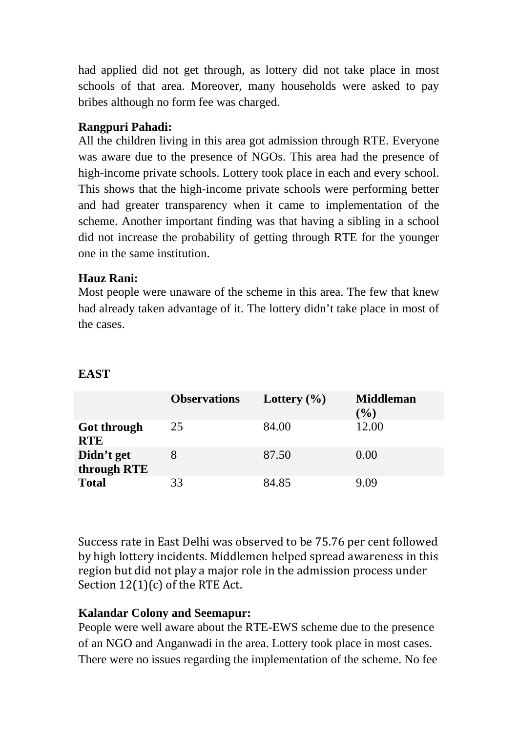had applied did not get through, as lottery did not take place in most schools of that area. Moreover, many households were asked to pay bribes although no form fee was charged.

**Rangpuri Pahadi:**
All the children living in this area got admission through RTE. Everyone was aware due to the presence of NGOs. This area had the presence of high-income private schools. Lottery took place in each and every school. This shows that the high-income private schools were performing better and had greater transparency when it came to implementation of the scheme. Another important finding was that having a sibling in a school did not increase the probability of getting through RTE for the younger one in the same institution.

**Hauz Rani:**
Most people were unaware of the scheme in this area. The few that knew had already taken advantage of it. The lottery didn't take place in most of the cases.

**EAST**

| | Observations | Lottery (%) | Middleman (%) |
|---|---|---|---|
| **Got through RTE** | 25 | 84.00 | 12.00 |
| **Didn't get through RTE** | 8 | 87.50 | 0.00 |
| **Total** | 33 | 84.85 | 9.09 |

Success rate in East Delhi was observed to be 75.76 per cent followed by high lottery incidents. Middlemen helped spread awareness in this region but did not play a major role in the admission process under Section 12(1)(c) of the RTE Act.

**Kalandar Colony and Seemapur:**
People were well aware about the RTE-EWS scheme due to the presence of an NGO and Anganwadi in the area. Lottery took place in most cases. There were no issues regarding the implementation of the scheme. No fee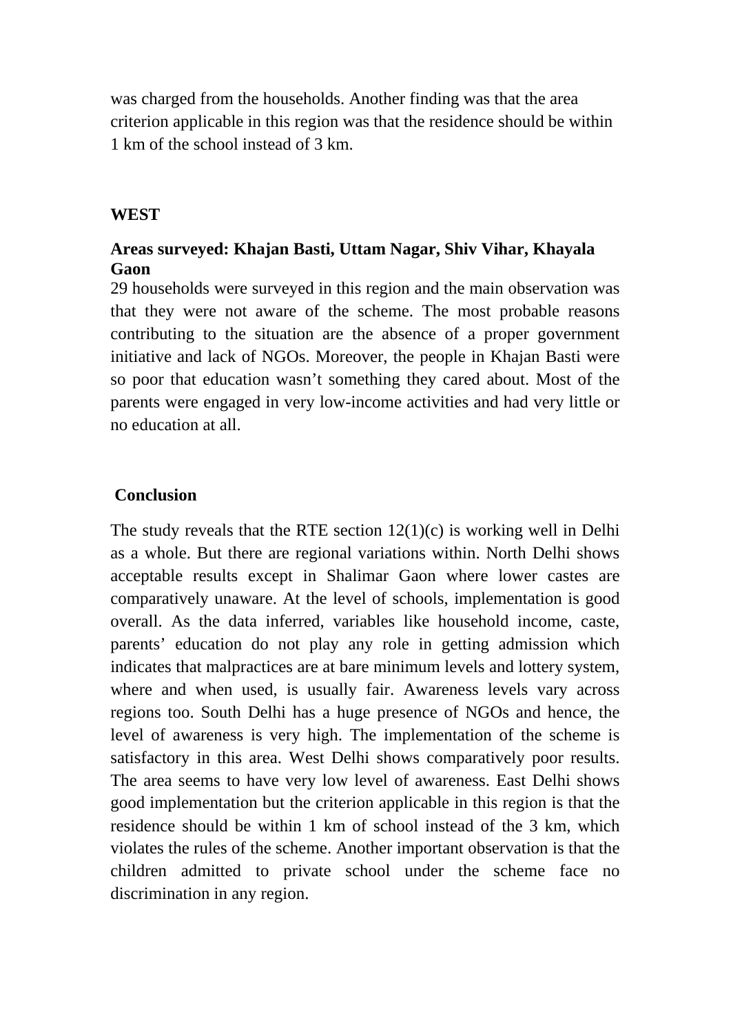was charged from the households. Another finding was that the area criterion applicable in this region was that the residence should be within 1 km of the school instead of 3 km.

**WEST**

**Areas surveyed: Khajan Basti, Uttam Nagar, Shiv Vihar, Khayala Gaon**

29 households were surveyed in this region and the main observation was that they were not aware of the scheme. The most probable reasons contributing to the situation are the absence of a proper government initiative and lack of NGOs. Moreover, the people in Khajan Basti were so poor that education wasn't something they cared about. Most of the parents were engaged in very low-income activities and had very little or no education at all.

## Conclusion

The study reveals that the RTE section 12(1)(c) is working well in Delhi as a whole. But there are regional variations within. North Delhi shows acceptable results except in Shalimar Gaon where lower castes are comparatively unaware. At the level of schools, implementation is good overall. As the data inferred, variables like household income, caste, parents' education do not play any role in getting admission which indicates that malpractices are at bare minimum levels and lottery system, where and when used, is usually fair. Awareness levels vary across regions too. South Delhi has a huge presence of NGOs and hence, the level of awareness is very high. The implementation of the scheme is satisfactory in this area. West Delhi shows comparatively poor results. The area seems to have very low level of awareness. East Delhi shows good implementation but the criterion applicable in this region is that the residence should be within 1 km of school instead of the 3 km, which violates the rules of the scheme. Another important observation is that the children admitted to private school under the scheme face no discrimination in any region.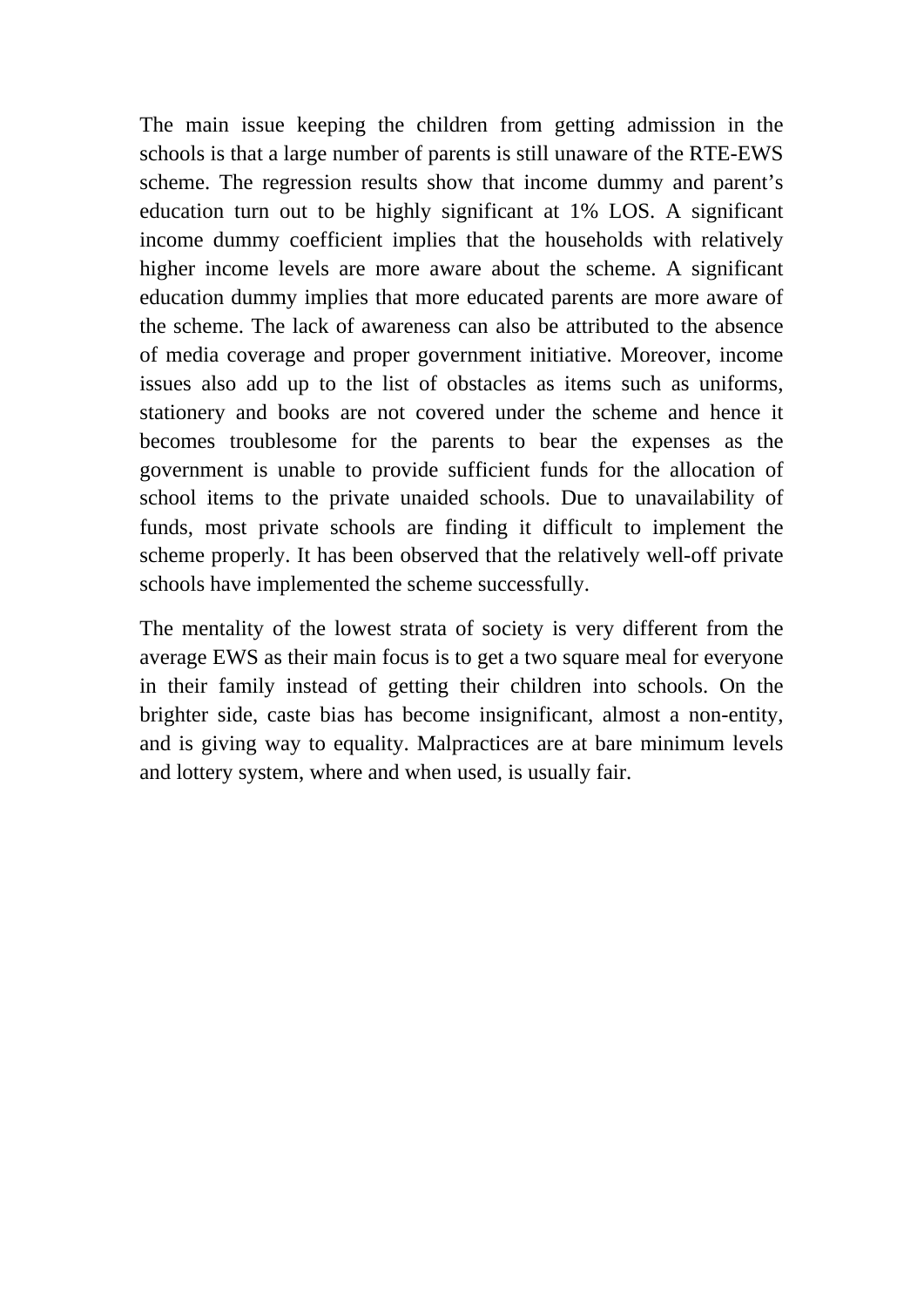The main issue keeping the children from getting admission in the schools is that a large number of parents is still unaware of the RTE-EWS scheme. The regression results show that income dummy and parent's education turn out to be highly significant at 1% LOS. A significant income dummy coefficient implies that the households with relatively higher income levels are more aware about the scheme. A significant education dummy implies that more educated parents are more aware of the scheme. The lack of awareness can also be attributed to the absence of media coverage and proper government initiative. Moreover, income issues also add up to the list of obstacles as items such as uniforms, stationery and books are not covered under the scheme and hence it becomes troublesome for the parents to bear the expenses as the government is unable to provide sufficient funds for the allocation of school items to the private unaided schools. Due to unavailability of funds, most private schools are finding it difficult to implement the scheme properly. It has been observed that the relatively well-off private schools have implemented the scheme successfully.

The mentality of the lowest strata of society is very different from the average EWS as their main focus is to get a two square meal for everyone in their family instead of getting their children into schools. On the brighter side, caste bias has become insignificant, almost a non-entity, and is giving way to equality. Malpractices are at bare minimum levels and lottery system, where and when used, is usually fair.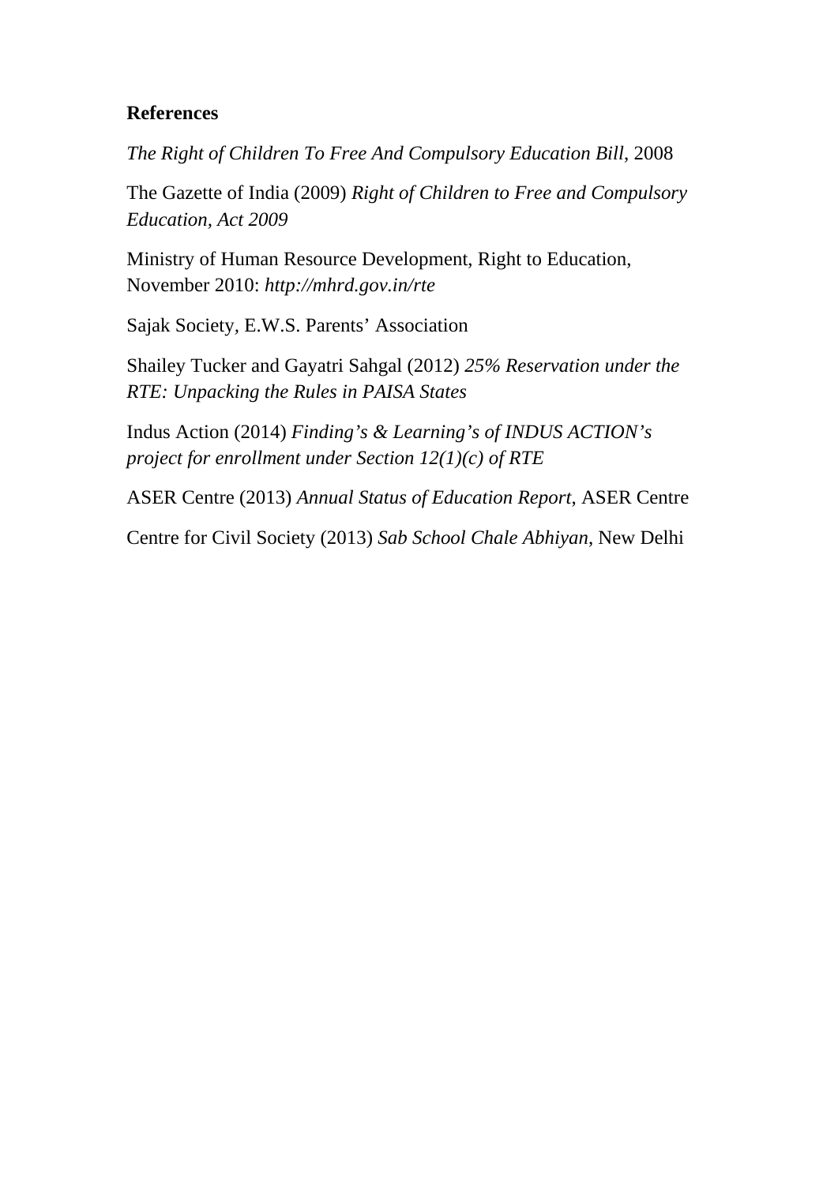**References**

*The Right of Children To Free And Compulsory Education Bill*, 2008

The Gazette of India (2009) *Right of Children to Free and Compulsory Education, Act 2009*

Ministry of Human Resource Development, Right to Education, November 2010: *http://mhrd.gov.in/rte*

Sajak Society, E.W.S. Parents' Association

Shailey Tucker and Gayatri Sahgal (2012) *25% Reservation under the RTE: Unpacking the Rules in PAISA States*

Indus Action (2014) *Finding's & Learning's of INDUS ACTION's project for enrollment under Section 12(1)(c) of RTE*

ASER Centre (2013) *Annual Status of Education Report*, ASER Centre

Centre for Civil Society (2013) *Sab School Chale Abhiyan*, New Delhi